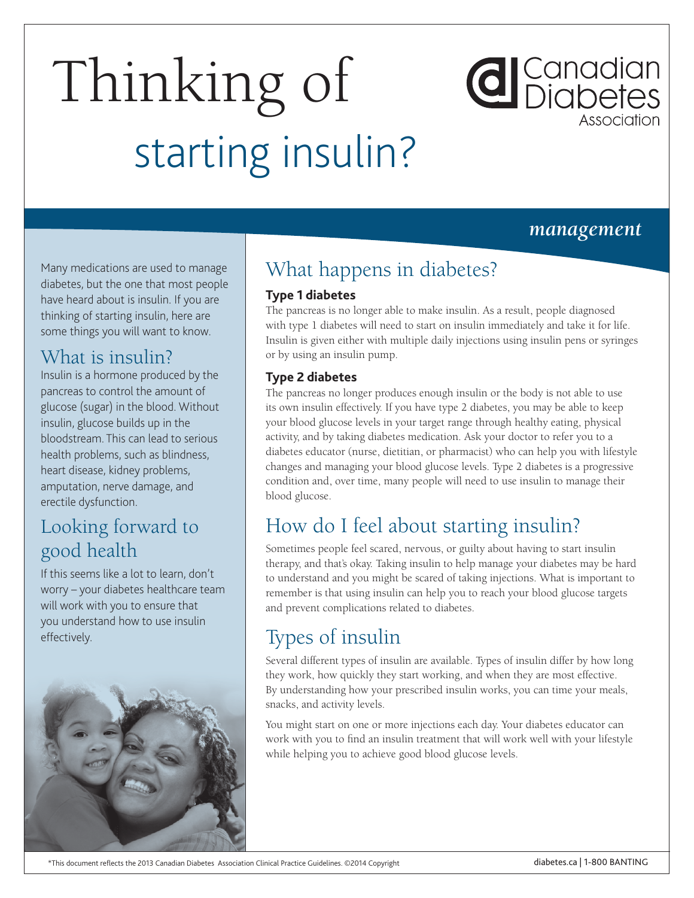# Thinking of starting insulin?

Canadian Diabetes Association

*management*

Many medications are used to manage diabetes, but the one that most people have heard about is insulin. If you are thinking of starting insulin, here are some things you will want to know.

## What is insulin?

Insulin is a hormone produced by the pancreas to control the amount of glucose (sugar) in the blood. Without insulin, glucose builds up in the bloodstream. This can lead to serious health problems, such as blindness, heart disease, kidney problems, amputation, nerve damage, and erectile dysfunction.

## Looking forward to good health

If this seems like a lot to learn, don't worry – your diabetes healthcare team will work with you to ensure that you understand how to use insulin effectively.

## What happens in diabetes?

### Type 1 diabetes

The pancreas is no longer able to make insulin. As a result, people diagnosed with type 1 diabetes will need to start on insulin immediately and take it for life. Insulin is given either with multiple daily injections using insulin pens or syringes or by using an insulin pump.

### Type 2 diabetes

The pancreas no longer produces enough insulin or the body is not able to use its own insulin effectively. If you have type 2 diabetes, you may be able to keep your blood glucose levels in your target range through healthy eating, physical activity, and by taking diabetes medication. Ask your doctor to refer you to a diabetes educator (nurse, dietitian, or pharmacist) who can help you with lifestyle changes and managing your blood glucose levels. Type 2 diabetes is a progressive condition and, over time, many people will need to use insulin to manage their blood glucose.

## How do I feel about starting insulin?

Sometimes people feel scared, nervous, or guilty about having to start insulin therapy, and that's okay. Taking insulin to help manage your diabetes may be hard to understand and you might be scared of taking injections. What is important to remember is that using insulin can help you to reach your blood glucose targets and prevent complications related to diabetes.

## Types of insulin

Several different types of insulin are available. Types of insulin differ by how long they work, how quickly they start working, and when they are most effective. By understanding how your prescribed insulin works, you can time your meals, snacks, and activity levels.

You might start on one or more injections each day. Your diabetes educator can work with you to find an insulin treatment that will work well with your lifestyle while helping you to achieve good blood glucose levels.

*This document reflects the 2013 Canadian Diabetes Association Clinical Practice Guidelines. ©2014 Copyright

diabetes.ca | 1-800 BANTING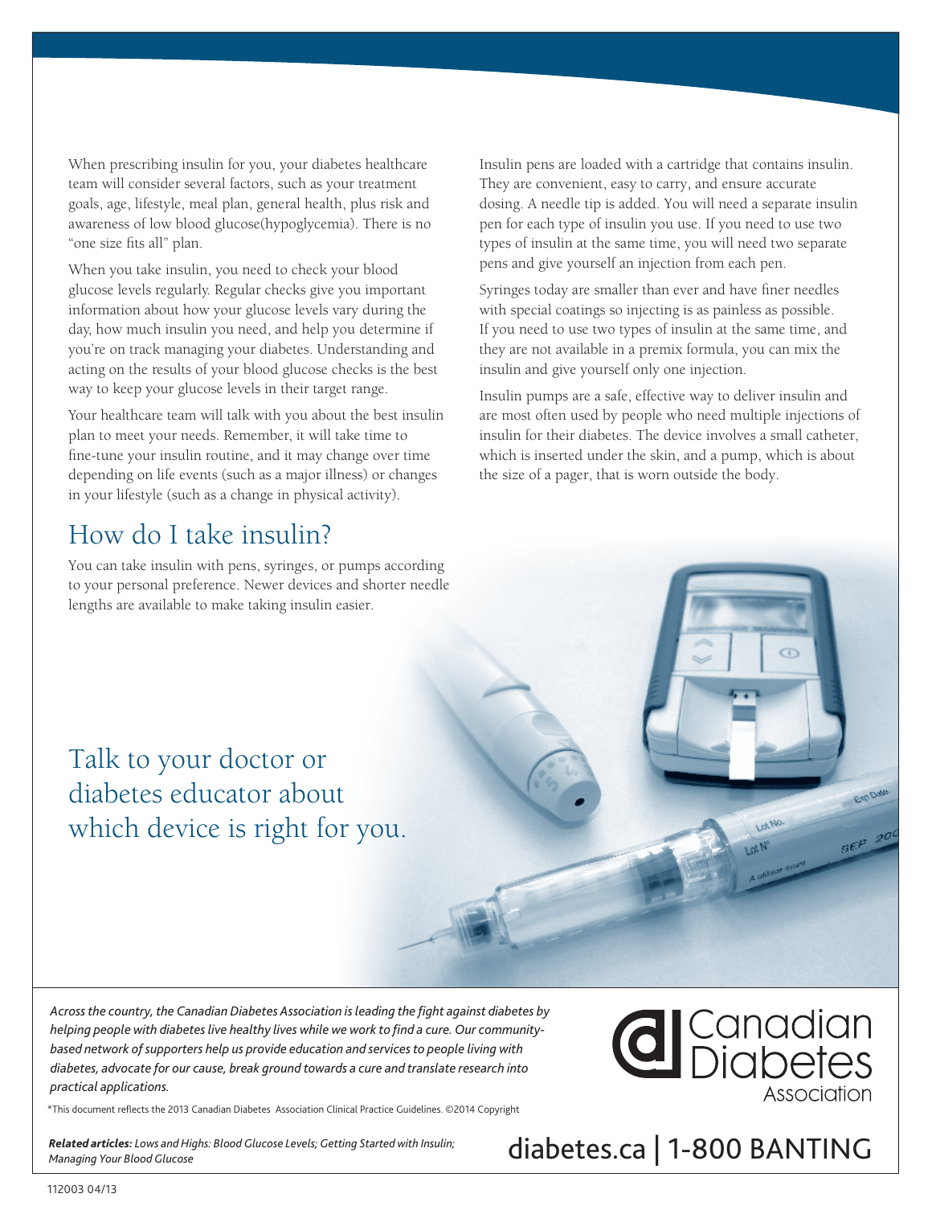When prescribing insulin for you, your diabetes healthcare team will consider several factors, such as your treatment goals, age, lifestyle, meal plan, general health, plus risk and awareness of low blood glucose(hypoglycemia). There is no "one size fits all" plan.

When you take insulin, you need to check your blood glucose levels regularly. Regular checks give you important information about how your glucose levels vary during the day, how much insulin you need, and help you determine if you're on track managing your diabetes. Understanding and acting on the results of your blood glucose checks is the best way to keep your glucose levels in their target range.

Your healthcare team will talk with you about the best insulin plan to meet your needs. Remember, it will take time to fine-tune your insulin routine, and it may change over time depending on life events (such as a major illness) or changes in your lifestyle (such as a change in physical activity).

## How do I take insulin?

You can take insulin with pens, syringes, or pumps according to your personal preference. Newer devices and shorter needle lengths are available to make taking insulin easier.

Insulin pens are loaded with a cartridge that contains insulin. They are convenient, easy to carry, and ensure accurate dosing. A needle tip is added. You will need a separate insulin pen for each type of insulin you use. If you need to use two types of insulin at the same time, you will need two separate pens and give yourself an injection from each pen.

Syringes today are smaller than ever and have finer needles with special coatings so injecting is as painless as possible. If you need to use two types of insulin at the same time, and they are not available in a premix formula, you can mix the insulin and give yourself only one injection.

Insulin pumps are a safe, effective way to deliver insulin and are most often used by people who need multiple injections of insulin for their diabetes. The device involves a small catheter, which is inserted under the skin, and a pump, which is about the size of a pager, that is worn outside the body.

Talk to your doctor or diabetes educator about which device is right for you.

*Across the country, the Canadian Diabetes Association is leading the fight against diabetes by helping people with diabetes live healthy lives while we work to find a cure. Our community-based network of supporters help us provide education and services to people living with diabetes, advocate for our cause, break ground towards a cure and translate research into practical applications.*

*This document reflects the 2013 Canadian Diabetes Association Clinical Practice Guidelines. ©2014 Copyright

Canadian Diabetes Association

***Related articles:** Lows and Highs: Blood Glucose Levels; Getting Started with Insulin; Managing Your Blood Glucose*

diabetes.ca | 1-800 BANTING

112003 04/13